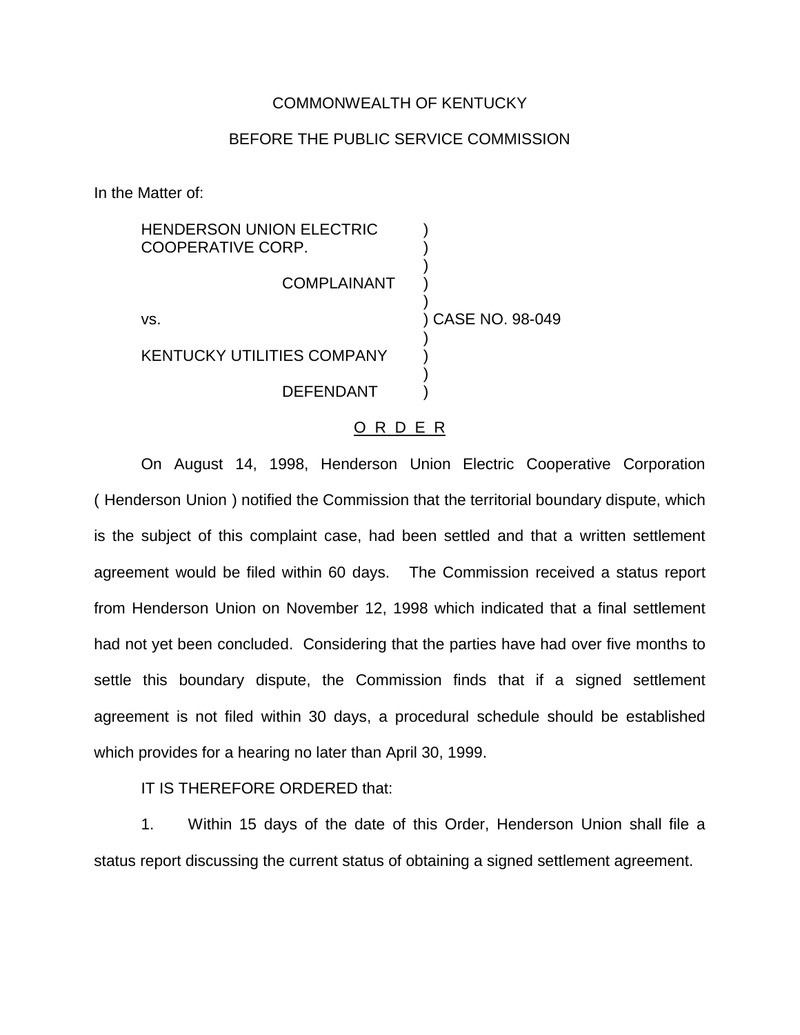COMMONWEALTH OF KENTUCKY

BEFORE THE PUBLIC SERVICE COMMISSION

In the Matter of:

| | | |
|---|---|---|
| HENDERSON UNION ELECTRIC COOPERATIVE CORP. | ) | |
| COMPLAINANT | ) | |
| vs. | ) | CASE NO. 98-049 |
| KENTUCKY UTILITIES COMPANY | ) | |
| DEFENDANT | ) | |

O R D E R

On August 14, 1998, Henderson Union Electric Cooperative Corporation ( Henderson Union ) notified the Commission that the territorial boundary dispute, which is the subject of this complaint case, had been settled and that a written settlement agreement would be filed within 60 days. The Commission received a status report from Henderson Union on November 12, 1998 which indicated that a final settlement had not yet been concluded. Considering that the parties have had over five months to settle this boundary dispute, the Commission finds that if a signed settlement agreement is not filed within 30 days, a procedural schedule should be established which provides for a hearing no later than April 30, 1999.

IT IS THEREFORE ORDERED that:

1. Within 15 days of the date of this Order, Henderson Union shall file a status report discussing the current status of obtaining a signed settlement agreement.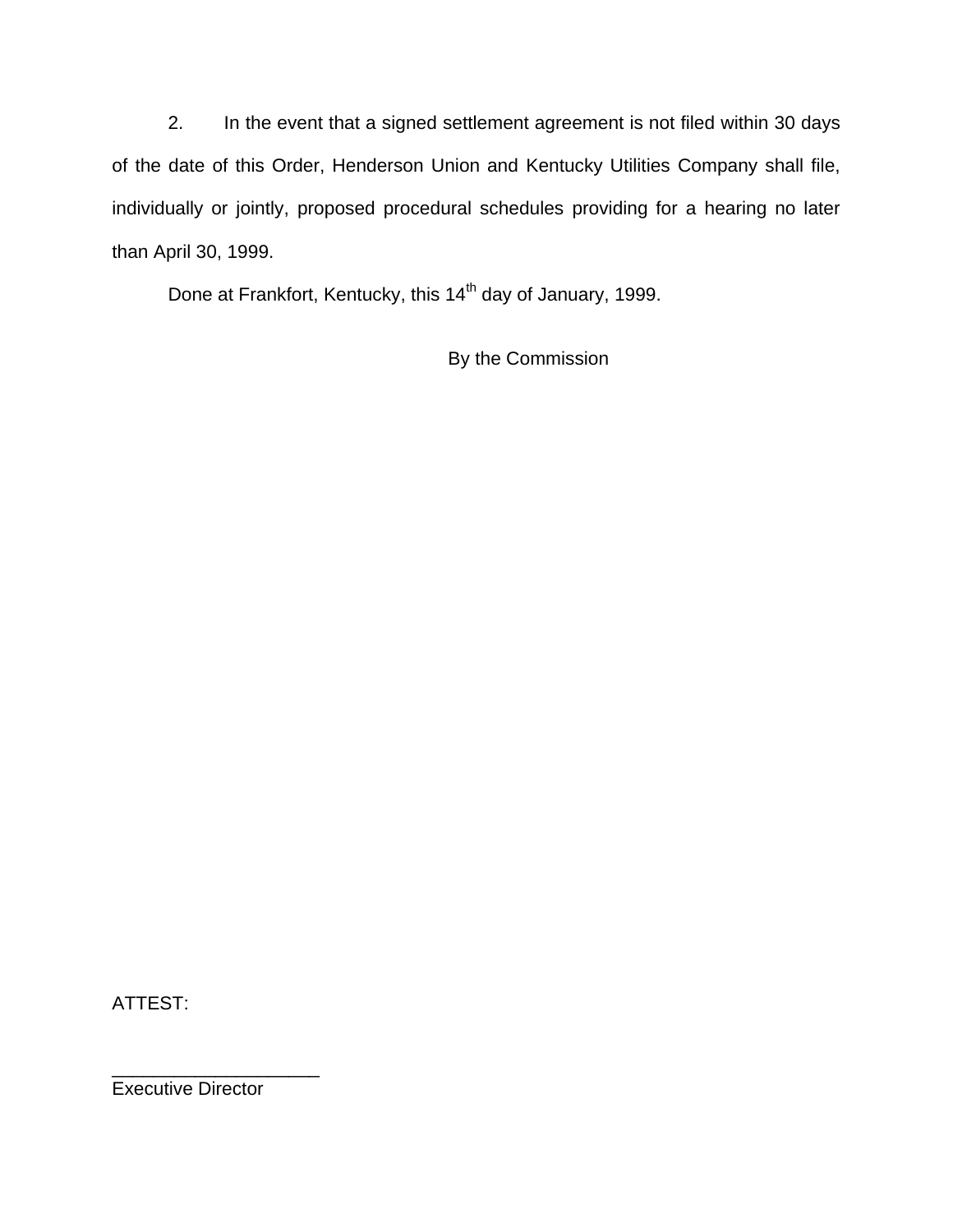2. In the event that a signed settlement agreement is not filed within 30 days of the date of this Order, Henderson Union and Kentucky Utilities Company shall file, individually or jointly, proposed procedural schedules providing for a hearing no later than April 30, 1999.

Done at Frankfort, Kentucky, this 14th day of January, 1999.

By the Commission

ATTEST:

____________________
Executive Director